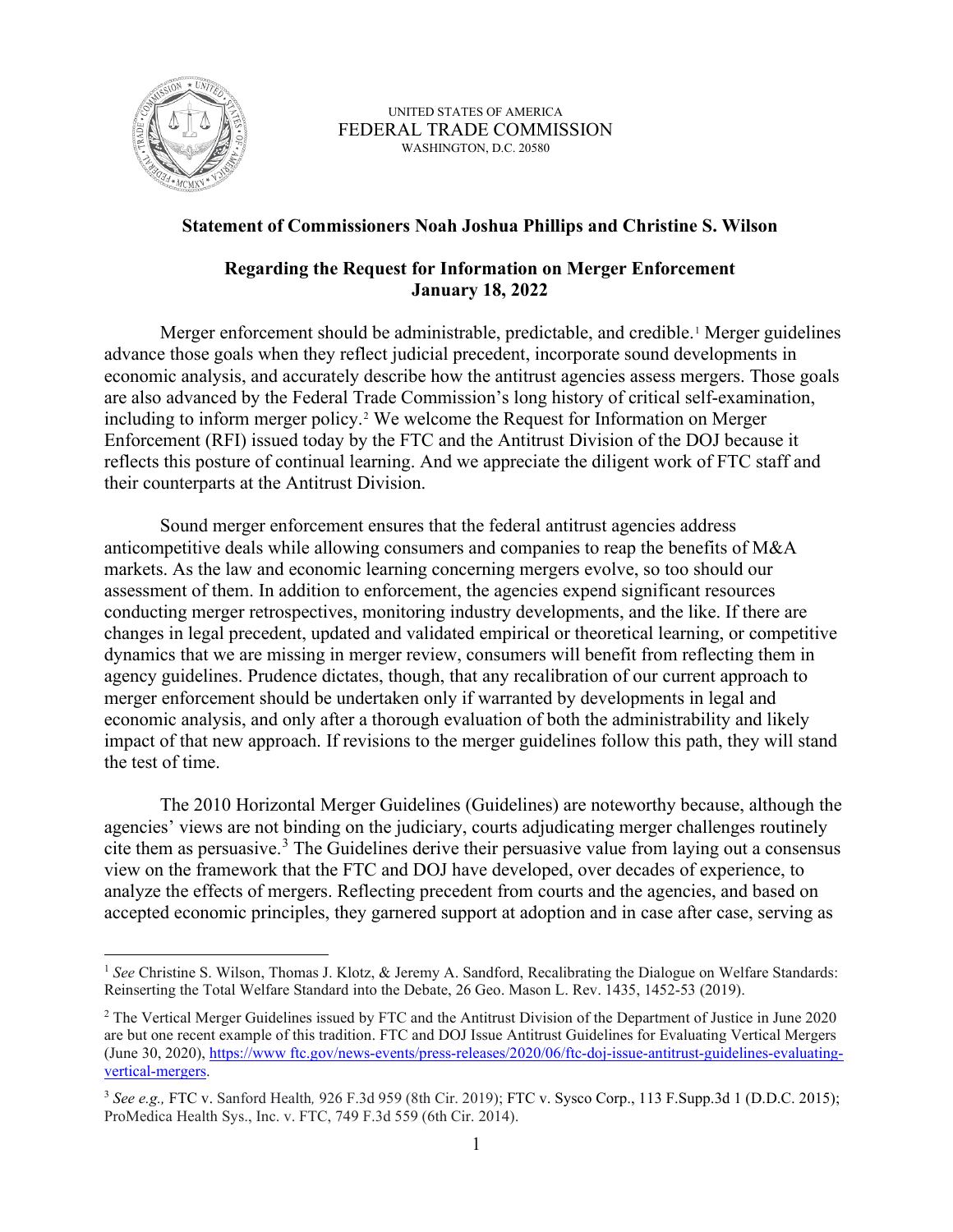UNITED STATES OF AMERICA
FEDERAL TRADE COMMISSION
WASHINGTON, D.C. 20580

**Statement of Commissioners Noah Joshua Phillips and Christine S. Wilson**

**Regarding the Request for Information on Merger Enforcement**
**January 18, 2022**

Merger enforcement should be administrable, predictable, and credible.[1] Merger guidelines advance those goals when they reflect judicial precedent, incorporate sound developments in economic analysis, and accurately describe how the antitrust agencies assess mergers. Those goals are also advanced by the Federal Trade Commission's long history of critical self-examination, including to inform merger policy.[2] We welcome the Request for Information on Merger Enforcement (RFI) issued today by the FTC and the Antitrust Division of the DOJ because it reflects this posture of continual learning. And we appreciate the diligent work of FTC staff and their counterparts at the Antitrust Division.

Sound merger enforcement ensures that the federal antitrust agencies address anticompetitive deals while allowing consumers and companies to reap the benefits of M&A markets. As the law and economic learning concerning mergers evolve, so too should our assessment of them. In addition to enforcement, the agencies expend significant resources conducting merger retrospectives, monitoring industry developments, and the like. If there are changes in legal precedent, updated and validated empirical or theoretical learning, or competitive dynamics that we are missing in merger review, consumers will benefit from reflecting them in agency guidelines. Prudence dictates, though, that any recalibration of our current approach to merger enforcement should be undertaken only if warranted by developments in legal and economic analysis, and only after a thorough evaluation of both the administrability and likely impact of that new approach. If revisions to the merger guidelines follow this path, they will stand the test of time.

The 2010 Horizontal Merger Guidelines (Guidelines) are noteworthy because, although the agencies' views are not binding on the judiciary, courts adjudicating merger challenges routinely cite them as persuasive.[3] The Guidelines derive their persuasive value from laying out a consensus view on the framework that the FTC and DOJ have developed, over decades of experience, to analyze the effects of mergers. Reflecting precedent from courts and the agencies, and based on accepted economic principles, they garnered support at adoption and in case after case, serving as

---

[1] *See* Christine S. Wilson, Thomas J. Klotz, & Jeremy A. Sandford, Recalibrating the Dialogue on Welfare Standards: Reinserting the Total Welfare Standard into the Debate, 26 Geo. Mason L. Rev. 1435, 1452-53 (2019).

[2] The Vertical Merger Guidelines issued by FTC and the Antitrust Division of the Department of Justice in June 2020 are but one recent example of this tradition. FTC and DOJ Issue Antitrust Guidelines for Evaluating Vertical Mergers (June 30, 2020), https://www.ftc.gov/news-events/press-releases/2020/06/ftc-doj-issue-antitrust-guidelines-evaluating-vertical-mergers.

[3] *See e.g.,* FTC v. Sanford Health*,* 926 F.3d 959 (8th Cir. 2019); FTC v. Sysco Corp., 113 F.Supp.3d 1 (D.D.C. 2015); ProMedica Health Sys., Inc. v. FTC, 749 F.3d 559 (6th Cir. 2014).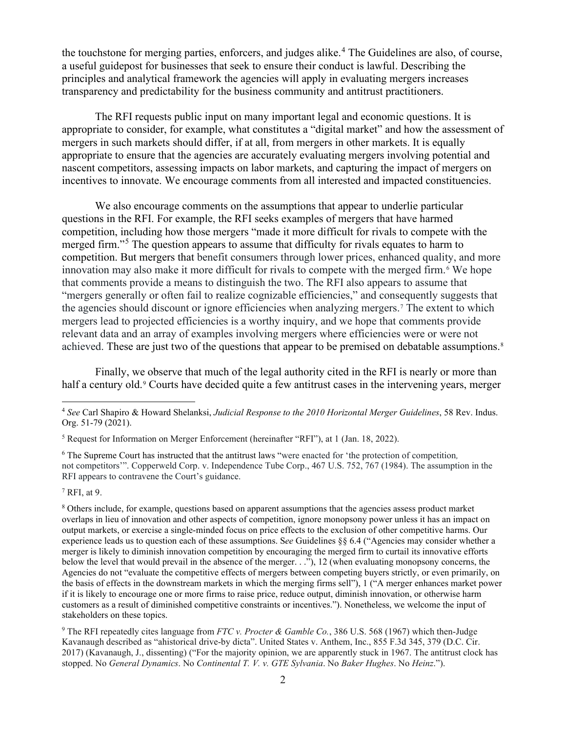the touchstone for merging parties, enforcers, and judges alike.[4] The Guidelines are also, of course, a useful guidepost for businesses that seek to ensure their conduct is lawful. Describing the principles and analytical framework the agencies will apply in evaluating mergers increases transparency and predictability for the business community and antitrust practitioners.

The RFI requests public input on many important legal and economic questions. It is appropriate to consider, for example, what constitutes a "digital market" and how the assessment of mergers in such markets should differ, if at all, from mergers in other markets. It is equally appropriate to ensure that the agencies are accurately evaluating mergers involving potential and nascent competitors, assessing impacts on labor markets, and capturing the impact of mergers on incentives to innovate. We encourage comments from all interested and impacted constituencies.

We also encourage comments on the assumptions that appear to underlie particular questions in the RFI. For example, the RFI seeks examples of mergers that have harmed competition, including how those mergers "made it more difficult for rivals to compete with the merged firm."[5] The question appears to assume that difficulty for rivals equates to harm to competition. But mergers that benefit consumers through lower prices, enhanced quality, and more innovation may also make it more difficult for rivals to compete with the merged firm.[6] We hope that comments provide a means to distinguish the two. The RFI also appears to assume that "mergers generally or often fail to realize cognizable efficiencies," and consequently suggests that the agencies should discount or ignore efficiencies when analyzing mergers.[7] The extent to which mergers lead to projected efficiencies is a worthy inquiry, and we hope that comments provide relevant data and an array of examples involving mergers where efficiencies were or were not achieved. These are just two of the questions that appear to be premised on debatable assumptions.[8]

Finally, we observe that much of the legal authority cited in the RFI is nearly or more than half a century old.[9] Courts have decided quite a few antitrust cases in the intervening years, merger

---

[4] *See* Carl Shapiro & Howard Shelanksi, *Judicial Response to the 2010 Horizontal Merger Guidelines*, 58 Rev. Indus. Org. 51-79 (2021).

[5] Request for Information on Merger Enforcement (hereinafter "RFI"), at 1 (Jan. 18, 2022).

[6] The Supreme Court has instructed that the antitrust laws "were enacted for 'the protection of competition, not competitors'". Copperweld Corp. v. Independence Tube Corp., 467 U.S. 752, 767 (1984). The assumption in the RFI appears to contravene the Court's guidance.

[7] RFI, at 9.

[8] Others include, for example, questions based on apparent assumptions that the agencies assess product market overlaps in lieu of innovation and other aspects of competition, ignore monopsony power unless it has an impact on output markets, or exercise a single-minded focus on price effects to the exclusion of other competitive harms. Our experience leads us to question each of these assumptions. S*ee* Guidelines §§ 6.4 ("Agencies may consider whether a merger is likely to diminish innovation competition by encouraging the merged firm to curtail its innovative efforts below the level that would prevail in the absence of the merger. . ."), 12 (when evaluating monopsony concerns, the Agencies do not "evaluate the competitive effects of mergers between competing buyers strictly, or even primarily, on the basis of effects in the downstream markets in which the merging firms sell"), 1 ("A merger enhances market power if it is likely to encourage one or more firms to raise price, reduce output, diminish innovation, or otherwise harm customers as a result of diminished competitive constraints or incentives."). Nonetheless, we welcome the input of stakeholders on these topics.

[9] The RFI repeatedly cites language from *FTC v. Procter & Gamble Co.*, 386 U.S. 568 (1967) which then-Judge Kavanaugh described as "ahistorical drive-by dicta". United States v. Anthem, Inc., 855 F.3d 345, 379 (D.C. Cir. 2017) (Kavanaugh, J., dissenting) ("For the majority opinion, we are apparently stuck in 1967. The antitrust clock has stopped. No *General Dynamics*. No *Continental T. V. v. GTE Sylvania*. No *Baker Hughes*. No *Heinz*.").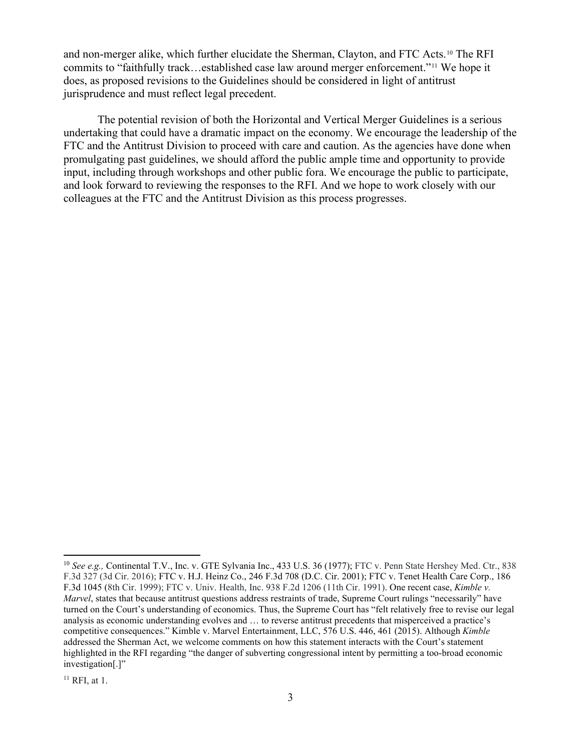and non-merger alike, which further elucidate the Sherman, Clayton, and FTC Acts.[10] The RFI commits to "faithfully track…established case law around merger enforcement."[11] We hope it does, as proposed revisions to the Guidelines should be considered in light of antitrust jurisprudence and must reflect legal precedent.

The potential revision of both the Horizontal and Vertical Merger Guidelines is a serious undertaking that could have a dramatic impact on the economy. We encourage the leadership of the FTC and the Antitrust Division to proceed with care and caution. As the agencies have done when promulgating past guidelines, we should afford the public ample time and opportunity to provide input, including through workshops and other public fora. We encourage the public to participate, and look forward to reviewing the responses to the RFI. And we hope to work closely with our colleagues at the FTC and the Antitrust Division as this process progresses.

---

[10] *See e.g.,* Continental T.V., Inc. v. GTE Sylvania Inc., 433 U.S. 36 (1977); FTC v. Penn State Hershey Med. Ctr., 838 F.3d 327 (3d Cir. 2016); FTC v. H.J. Heinz Co., 246 F.3d 708 (D.C. Cir. 2001); FTC v. Tenet Health Care Corp., 186 F.3d 1045 (8th Cir. 1999); FTC v. Univ. Health, Inc. 938 F.2d 1206 (11th Cir. 1991). One recent case, *Kimble v. Marvel*, states that because antitrust questions address restraints of trade, Supreme Court rulings "necessarily" have turned on the Court's understanding of economics. Thus, the Supreme Court has "felt relatively free to revise our legal analysis as economic understanding evolves and … to reverse antitrust precedents that misperceived a practice's competitive consequences." Kimble v. Marvel Entertainment, LLC, 576 U.S. 446, 461 (2015). Although *Kimble* addressed the Sherman Act, we welcome comments on how this statement interacts with the Court's statement highlighted in the RFI regarding "the danger of subverting congressional intent by permitting a too-broad economic investigation[.]"

[11] RFI, at 1.